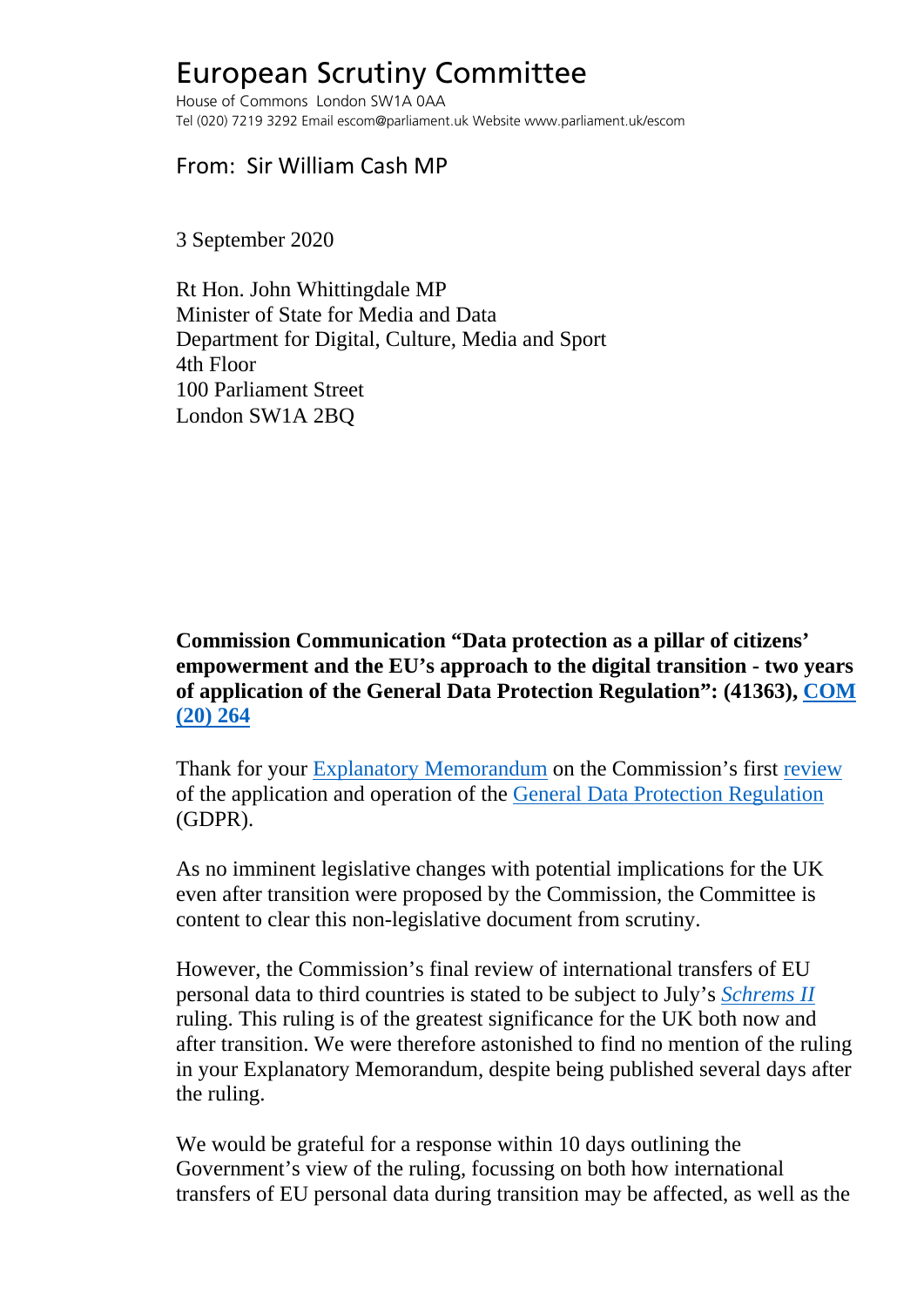# European Scrutiny Committee

House of Commons London SW1A 0AA
Tel (020) 7219 3292 Email escom@parliament.uk Website www.parliament.uk/escom

From: Sir William Cash MP

3 September 2020

Rt Hon. John Whittingdale MP
Minister of State for Media and Data
Department for Digital, Culture, Media and Sport
4th Floor
100 Parliament Street
London SW1A 2BQ

**Commission Communication "Data protection as a pillar of citizens' empowerment and the EU's approach to the digital transition - two years of application of the General Data Protection Regulation": (41363), COM (20) 264**

Thank for your Explanatory Memorandum on the Commission's first review of the application and operation of the General Data Protection Regulation (GDPR).

As no imminent legislative changes with potential implications for the UK even after transition were proposed by the Commission, the Committee is content to clear this non-legislative document from scrutiny.

However, the Commission's final review of international transfers of EU personal data to third countries is stated to be subject to July's *Schrems II* ruling. This ruling is of the greatest significance for the UK both now and after transition. We were therefore astonished to find no mention of the ruling in your Explanatory Memorandum, despite being published several days after the ruling.

We would be grateful for a response within 10 days outlining the Government's view of the ruling, focussing on both how international transfers of EU personal data during transition may be affected, as well as the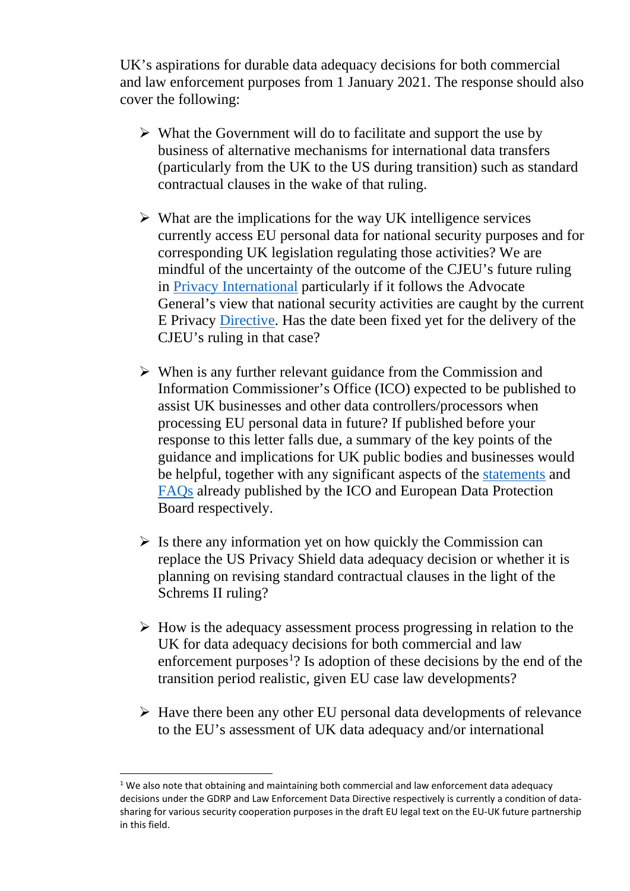UK's aspirations for durable data adequacy decisions for both commercial and law enforcement purposes from 1 January 2021. The response should also cover the following:

- What the Government will do to facilitate and support the use by business of alternative mechanisms for international data transfers (particularly from the UK to the US during transition) such as standard contractual clauses in the wake of that ruling.

- What are the implications for the way UK intelligence services currently access EU personal data for national security purposes and for corresponding UK legislation regulating those activities? We are mindful of the uncertainty of the outcome of the CJEU's future ruling in Privacy International particularly if it follows the Advocate General's view that national security activities are caught by the current E Privacy Directive. Has the date been fixed yet for the delivery of the CJEU's ruling in that case?

- When is any further relevant guidance from the Commission and Information Commissioner's Office (ICO) expected to be published to assist UK businesses and other data controllers/processors when processing EU personal data in future? If published before your response to this letter falls due, a summary of the key points of the guidance and implications for UK public bodies and businesses would be helpful, together with any significant aspects of the statements and FAQs already published by the ICO and European Data Protection Board respectively.

- Is there any information yet on how quickly the Commission can replace the US Privacy Shield data adequacy decision or whether it is planning on revising standard contractual clauses in the light of the Schrems II ruling?

- How is the adequacy assessment process progressing in relation to the UK for data adequacy decisions for both commercial and law enforcement purposes[1]? Is adoption of these decisions by the end of the transition period realistic, given EU case law developments?

- Have there been any other EU personal data developments of relevance to the EU's assessment of UK data adequacy and/or international

[1] We also note that obtaining and maintaining both commercial and law enforcement data adequacy decisions under the GDRP and Law Enforcement Data Directive respectively is currently a condition of data-sharing for various security cooperation purposes in the draft EU legal text on the EU-UK future partnership in this field.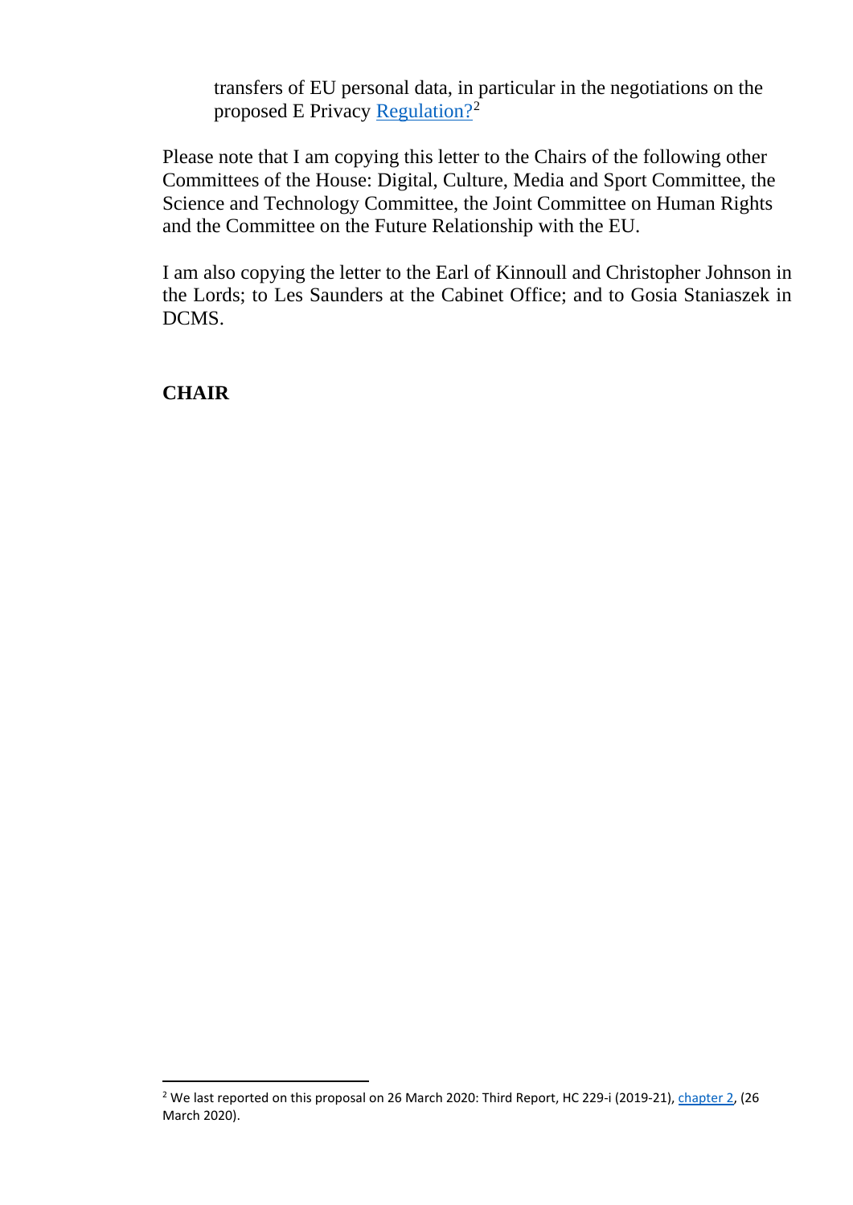transfers of EU personal data, in particular in the negotiations on the proposed E Privacy Regulation?[2]

Please note that I am copying this letter to the Chairs of the following other Committees of the House: Digital, Culture, Media and Sport Committee, the Science and Technology Committee, the Joint Committee on Human Rights and the Committee on the Future Relationship with the EU.

I am also copying the letter to the Earl of Kinnoull and Christopher Johnson in the Lords; to Les Saunders at the Cabinet Office; and to Gosia Staniaszek in DCMS.

**CHAIR**

[2] We last reported on this proposal on 26 March 2020: Third Report, HC 229-i (2019-21), chapter 2, (26 March 2020).